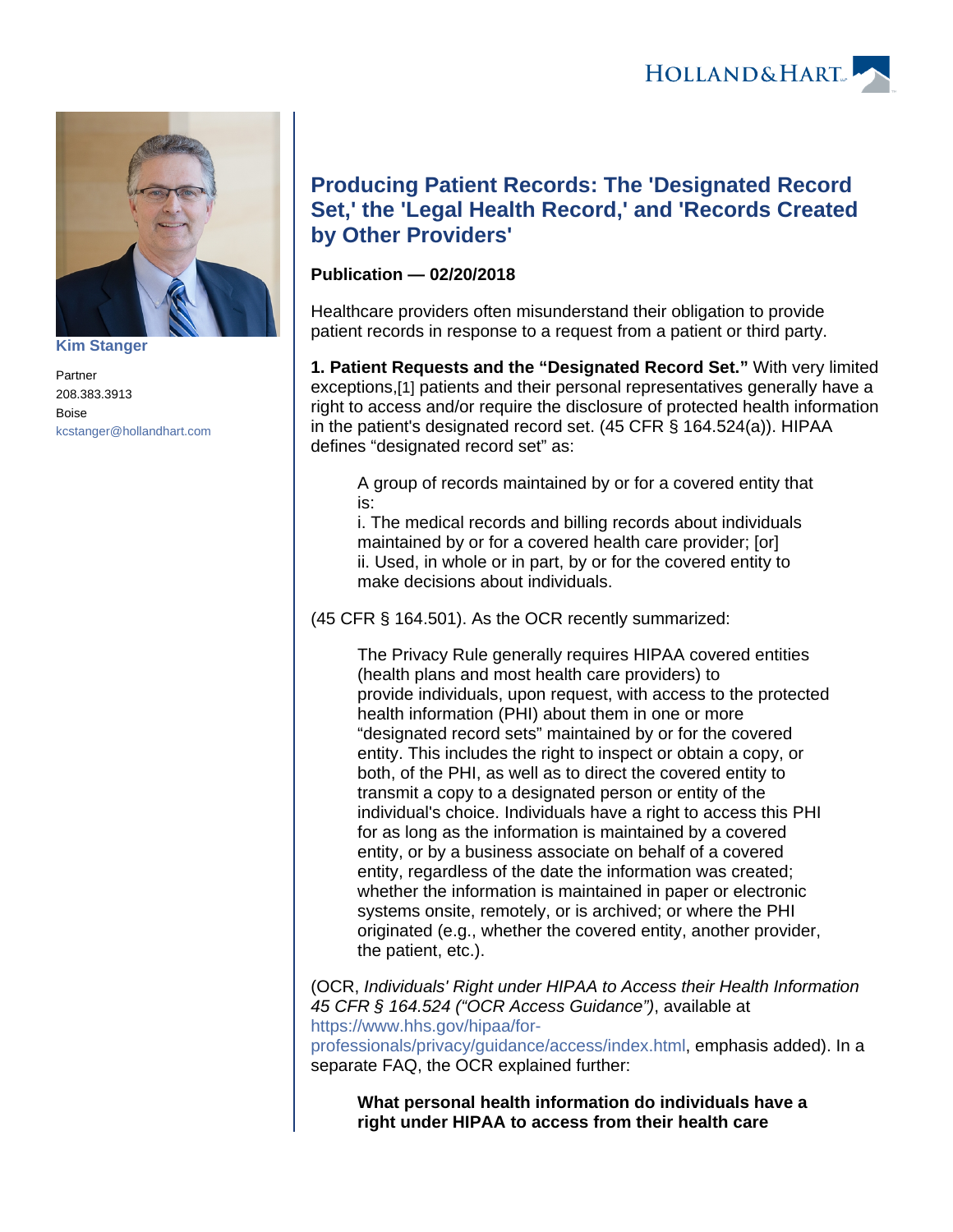Kim Stanger

Partner
208.383.3913
Boise
kcstanger@hollandhart.com

# Producing Patient Records: The 'Designated Record Set,' the 'Legal Health Record,' and 'Records Created by Other Providers'

**Publication — 02/20/2018**

Healthcare providers often misunderstand their obligation to provide patient records in response to a request from a patient or third party.

**1. Patient Requests and the "Designated Record Set."** With very limited exceptions,[1] patients and their personal representatives generally have a right to access and/or require the disclosure of protected health information in the patient's designated record set. (45 CFR § 164.524(a)). HIPAA defines "designated record set" as:

> A group of records maintained by or for a covered entity that is:
> i. The medical records and billing records about individuals maintained by or for a covered health care provider; [or]
> ii. Used, in whole or in part, by or for the covered entity to make decisions about individuals.

(45 CFR § 164.501). As the OCR recently summarized:

> The Privacy Rule generally requires HIPAA covered entities (health plans and most health care providers) to provide individuals, upon request, with access to the protected health information (PHI) about them in one or more "designated record sets" maintained by or for the covered entity. This includes the right to inspect or obtain a copy, or both, of the PHI, as well as to direct the covered entity to transmit a copy to a designated person or entity of the individual's choice. Individuals have a right to access this PHI for as long as the information is maintained by a covered entity, or by a business associate on behalf of a covered entity, regardless of the date the information was created; whether the information is maintained in paper or electronic systems onsite, remotely, or is archived; or where the PHI originated (e.g., whether the covered entity, another provider, the patient, etc.).

(OCR, *Individuals' Right under HIPAA to Access their Health Information 45 CFR § 164.524 ("OCR Access Guidance")*, available at https://www.hhs.gov/hipaa/for-professionals/privacy/guidance/access/index.html, emphasis added). In a separate FAQ, the OCR explained further:

> **What personal health information do individuals have a right under HIPAA to access from their health care**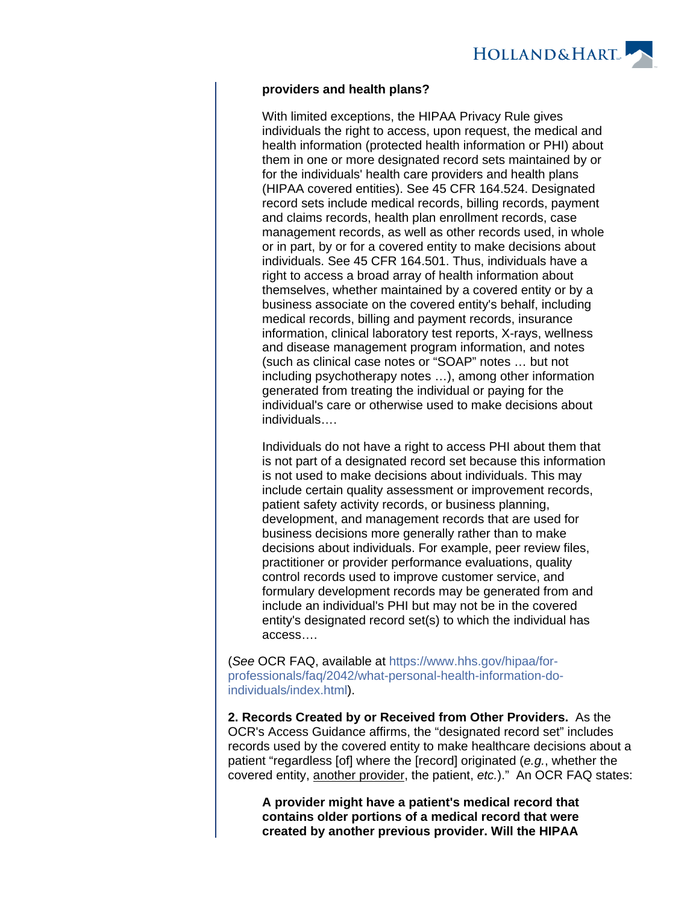> **providers and health plans?**
>
> With limited exceptions, the HIPAA Privacy Rule gives individuals the right to access, upon request, the medical and health information (protected health information or PHI) about them in one or more designated record sets maintained by or for the individuals' health care providers and health plans (HIPAA covered entities). See 45 CFR 164.524. Designated record sets include medical records, billing records, payment and claims records, health plan enrollment records, case management records, as well as other records used, in whole or in part, by or for a covered entity to make decisions about individuals. See 45 CFR 164.501. Thus, individuals have a right to access a broad array of health information about themselves, whether maintained by a covered entity or by a business associate on the covered entity's behalf, including medical records, billing and payment records, insurance information, clinical laboratory test reports, X-rays, wellness and disease management program information, and notes (such as clinical case notes or "SOAP" notes … but not including psychotherapy notes …), among other information generated from treating the individual or paying for the individual's care or otherwise used to make decisions about individuals….
>
> Individuals do not have a right to access PHI about them that is not part of a designated record set because this information is not used to make decisions about individuals. This may include certain quality assessment or improvement records, patient safety activity records, or business planning, development, and management records that are used for business decisions more generally rather than to make decisions about individuals. For example, peer review files, practitioner or provider performance evaluations, quality control records used to improve customer service, and formulary development records may be generated from and include an individual's PHI but may not be in the covered entity's designated record set(s) to which the individual has access….

(*See* OCR FAQ, available at https://www.hhs.gov/hipaa/for-professionals/faq/2042/what-personal-health-information-do-individuals/index.html).

**2. Records Created by or Received from Other Providers.** As the OCR's Access Guidance affirms, the "designated record set" includes records used by the covered entity to make healthcare decisions about a patient "regardless [of] where the [record] originated (*e.g.*, whether the covered entity, another provider, the patient, *etc.*)." An OCR FAQ states:

> **A provider might have a patient's medical record that contains older portions of a medical record that were created by another previous provider. Will the HIPAA**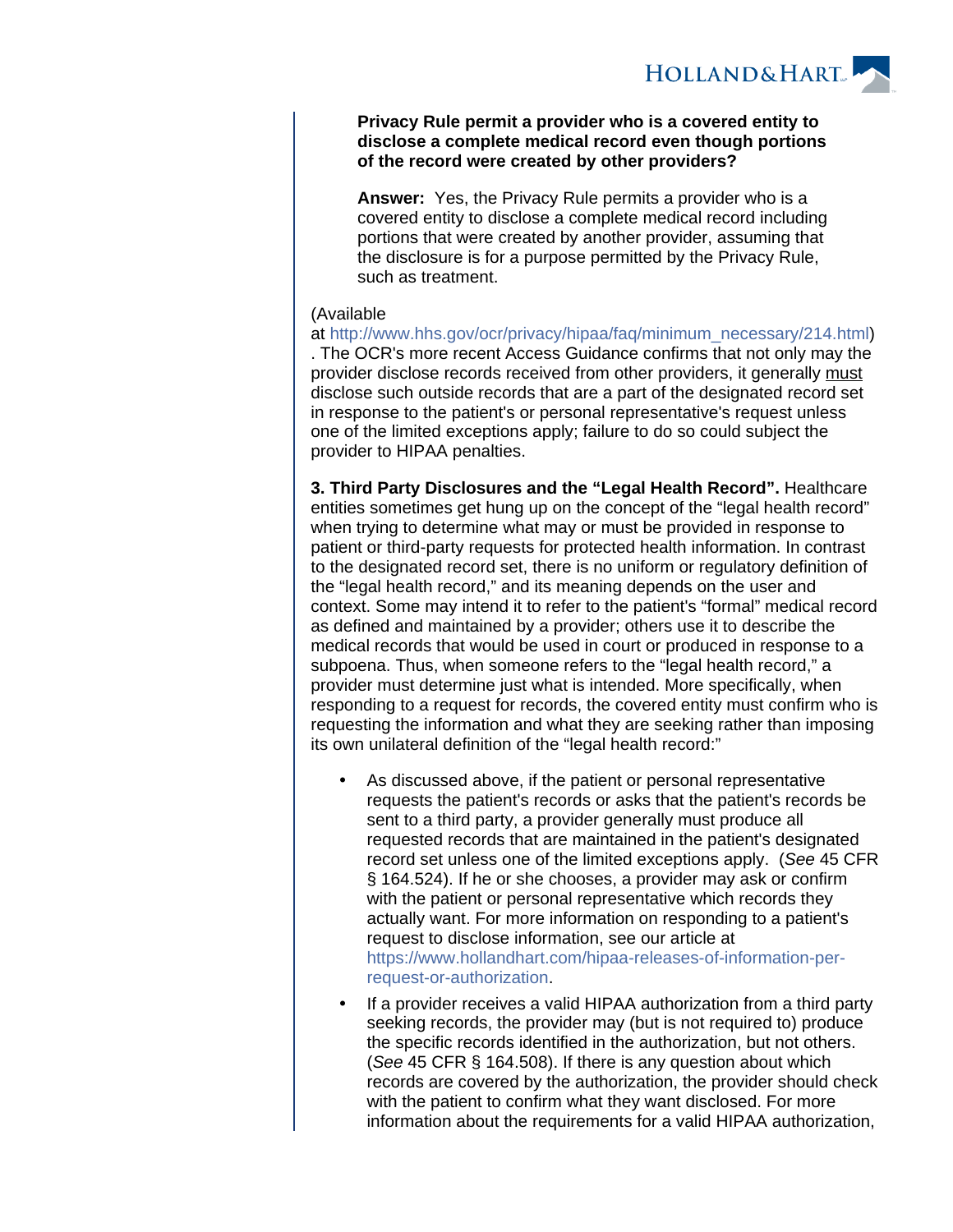> **Privacy Rule permit a provider who is a covered entity to disclose a complete medical record even though portions of the record were created by other providers?**
>
> **Answer:** Yes, the Privacy Rule permits a provider who is a covered entity to disclose a complete medical record including portions that were created by another provider, assuming that the disclosure is for a purpose permitted by the Privacy Rule, such as treatment.

(Available at http://www.hhs.gov/ocr/privacy/hipaa/faq/minimum_necessary/214.html). The OCR's more recent Access Guidance confirms that not only may the provider disclose records received from other providers, it generally <u>must</u> disclose such outside records that are a part of the designated record set in response to the patient's or personal representative's request unless one of the limited exceptions apply; failure to do so could subject the provider to HIPAA penalties.

**3. Third Party Disclosures and the "Legal Health Record".** Healthcare entities sometimes get hung up on the concept of the "legal health record" when trying to determine what may or must be provided in response to patient or third-party requests for protected health information. In contrast to the designated record set, there is no uniform or regulatory definition of the "legal health record," and its meaning depends on the user and context. Some may intend it to refer to the patient's "formal" medical record as defined and maintained by a provider; others use it to describe the medical records that would be used in court or produced in response to a subpoena. Thus, when someone refers to the "legal health record," a provider must determine just what is intended. More specifically, when responding to a request for records, the covered entity must confirm who is requesting the information and what they are seeking rather than imposing its own unilateral definition of the "legal health record:"

- As discussed above, if the patient or personal representative requests the patient's records or asks that the patient's records be sent to a third party, a provider generally must produce all requested records that are maintained in the patient's designated record set unless one of the limited exceptions apply. (*See* 45 CFR § 164.524). If he or she chooses, a provider may ask or confirm with the patient or personal representative which records they actually want. For more information on responding to a patient's request to disclose information, see our article at https://www.hollandhart.com/hipaa-releases-of-information-per-request-or-authorization.
- If a provider receives a valid HIPAA authorization from a third party seeking records, the provider may (but is not required to) produce the specific records identified in the authorization, but not others. (*See* 45 CFR § 164.508). If there is any question about which records are covered by the authorization, the provider should check with the patient to confirm what they want disclosed. For more information about the requirements for a valid HIPAA authorization,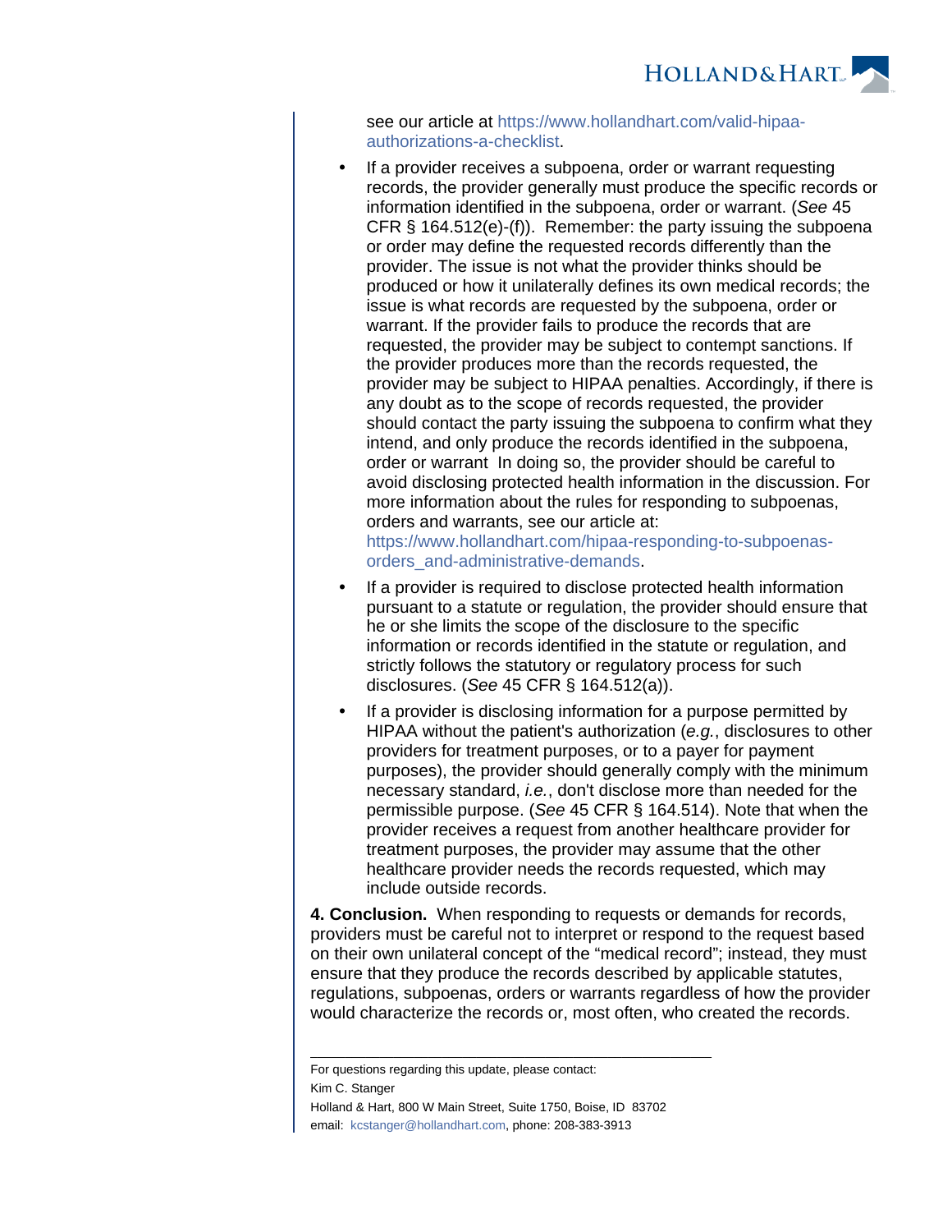see our article at https://www.hollandhart.com/valid-hipaa-authorizations-a-checklist.

- If a provider receives a subpoena, order or warrant requesting records, the provider generally must produce the specific records or information identified in the subpoena, order or warrant. (*See* 45 CFR § 164.512(e)-(f)). Remember: the party issuing the subpoena or order may define the requested records differently than the provider. The issue is not what the provider thinks should be produced or how it unilaterally defines its own medical records; the issue is what records are requested by the subpoena, order or warrant. If the provider fails to produce the records that are requested, the provider may be subject to contempt sanctions. If the provider produces more than the records requested, the provider may be subject to HIPAA penalties. Accordingly, if there is any doubt as to the scope of records requested, the provider should contact the party issuing the subpoena to confirm what they intend, and only produce the records identified in the subpoena, order or warrant In doing so, the provider should be careful to avoid disclosing protected health information in the discussion. For more information about the rules for responding to subpoenas, orders and warrants, see our article at: https://www.hollandhart.com/hipaa-responding-to-subpoenas-orders_and-administrative-demands.
- If a provider is required to disclose protected health information pursuant to a statute or regulation, the provider should ensure that he or she limits the scope of the disclosure to the specific information or records identified in the statute or regulation, and strictly follows the statutory or regulatory process for such disclosures. (*See* 45 CFR § 164.512(a)).
- If a provider is disclosing information for a purpose permitted by HIPAA without the patient's authorization (*e.g.*, disclosures to other providers for treatment purposes, or to a payer for payment purposes), the provider should generally comply with the minimum necessary standard, *i.e.*, don't disclose more than needed for the permissible purpose. (*See* 45 CFR § 164.514). Note that when the provider receives a request from another healthcare provider for treatment purposes, the provider may assume that the other healthcare provider needs the records requested, which may include outside records.

**4. Conclusion.** When responding to requests or demands for records, providers must be careful not to interpret or respond to the request based on their own unilateral concept of the "medical record"; instead, they must ensure that they produce the records described by applicable statutes, regulations, subpoenas, orders or warrants regardless of how the provider would characterize the records or, most often, who created the records.

---

For questions regarding this update, please contact:
Kim C. Stanger
Holland & Hart, 800 W Main Street, Suite 1750, Boise, ID 83702
email: kcstanger@hollandhart.com, phone: 208-383-3913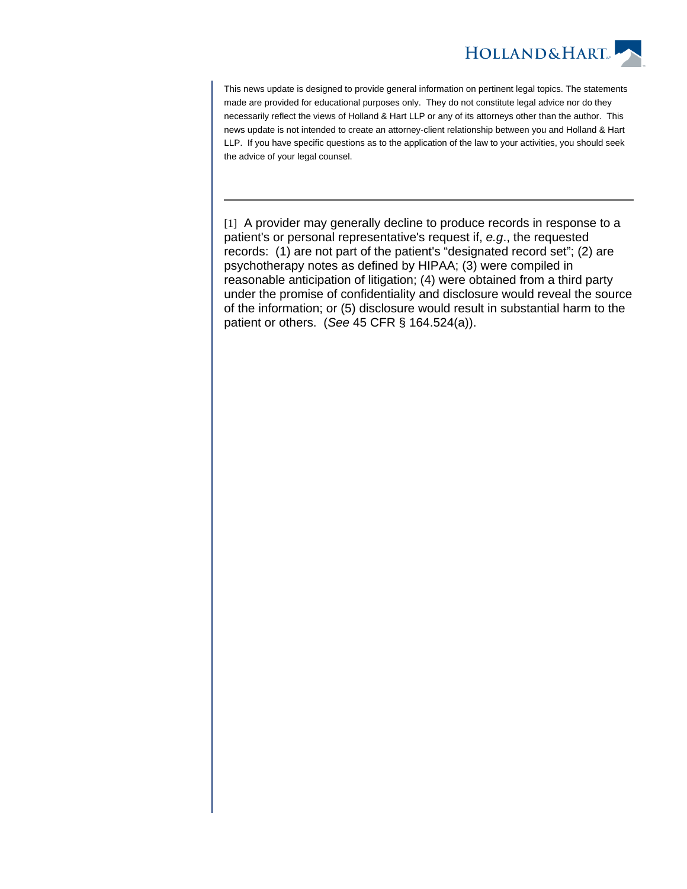This news update is designed to provide general information on pertinent legal topics. The statements made are provided for educational purposes only. They do not constitute legal advice nor do they necessarily reflect the views of Holland & Hart LLP or any of its attorneys other than the author. This news update is not intended to create an attorney-client relationship between you and Holland & Hart LLP. If you have specific questions as to the application of the law to your activities, you should seek the advice of your legal counsel.

---

[1] A provider may generally decline to produce records in response to a patient's or personal representative's request if, *e.g*., the requested records: (1) are not part of the patient's "designated record set"; (2) are psychotherapy notes as defined by HIPAA; (3) were compiled in reasonable anticipation of litigation; (4) were obtained from a third party under the promise of confidentiality and disclosure would reveal the source of the information; or (5) disclosure would result in substantial harm to the patient or others. (*See* 45 CFR § 164.524(a)).